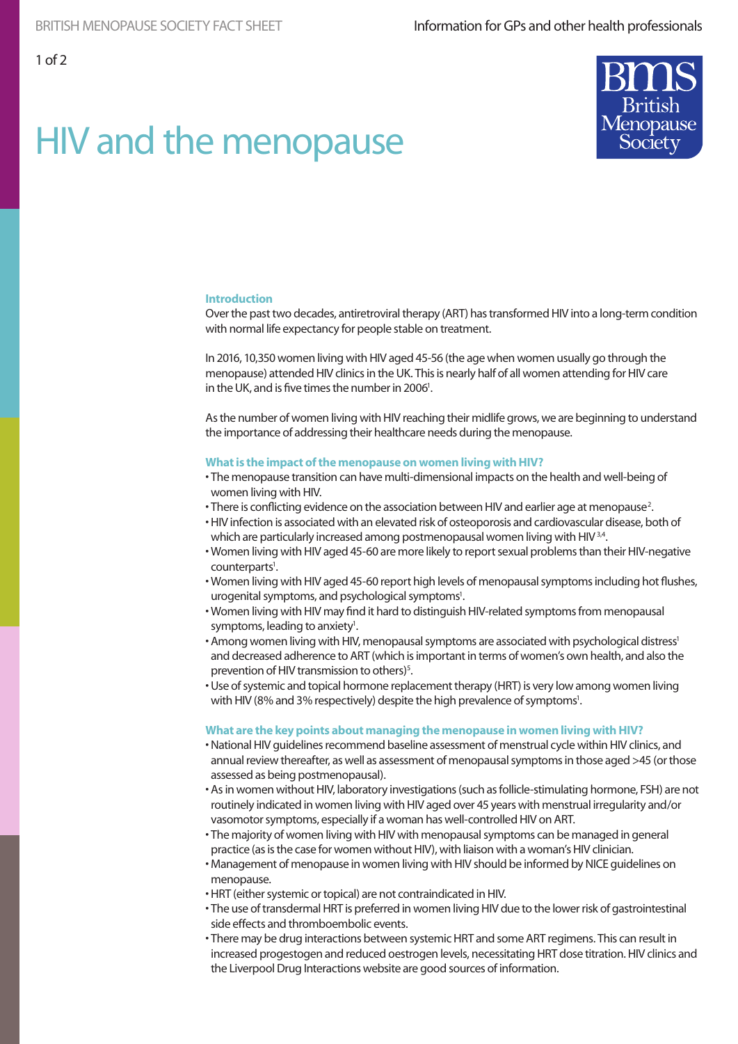# HIV and the menopause

## Introduction

Over the past two decades, antiretroviral therapy (ART) has transformed HIV into a long-term condition with normal life expectancy for people stable on treatment.

In 2016, 10,350 women living with HIV aged 45-56 (the age when women usually go through the menopause) attended HIV clinics in the UK. This is nearly half of all women attending for HIV care in the UK, and is five times the number in 2006[1].

As the number of women living with HIV reaching their midlife grows, we are beginning to understand the importance of addressing their healthcare needs during the menopause.

## What is the impact of the menopause on women living with HIV?

- The menopause transition can have multi-dimensional impacts on the health and well-being of women living with HIV.
- There is conflicting evidence on the association between HIV and earlier age at menopause[2].
- HIV infection is associated with an elevated risk of osteoporosis and cardiovascular disease, both of which are particularly increased among postmenopausal women living with HIV[3,4].
- Women living with HIV aged 45-60 are more likely to report sexual problems than their HIV-negative counterparts[1].
- Women living with HIV aged 45-60 report high levels of menopausal symptoms including hot flushes, urogenital symptoms, and psychological symptoms[1].
- Women living with HIV may find it hard to distinguish HIV-related symptoms from menopausal symptoms, leading to anxiety[1].
- Among women living with HIV, menopausal symptoms are associated with psychological distress[1] and decreased adherence to ART (which is important in terms of women's own health, and also the prevention of HIV transmission to others)[5].
- Use of systemic and topical hormone replacement therapy (HRT) is very low among women living with HIV (8% and 3% respectively) despite the high prevalence of symptoms[1].

## What are the key points about managing the menopause in women living with HIV?

- National HIV guidelines recommend baseline assessment of menstrual cycle within HIV clinics, and annual review thereafter, as well as assessment of menopausal symptoms in those aged >45 (or those assessed as being postmenopausal).
- As in women without HIV, laboratory investigations (such as follicle-stimulating hormone, FSH) are not routinely indicated in women living with HIV aged over 45 years with menstrual irregularity and/or vasomotor symptoms, especially if a woman has well-controlled HIV on ART.
- The majority of women living with HIV with menopausal symptoms can be managed in general practice (as is the case for women without HIV), with liaison with a woman's HIV clinician.
- Management of menopause in women living with HIV should be informed by NICE guidelines on menopause.
- HRT (either systemic or topical) are not contraindicated in HIV.
- The use of transdermal HRT is preferred in women living HIV due to the lower risk of gastrointestinal side effects and thromboembolic events.
- There may be drug interactions between systemic HRT and some ART regimens. This can result in increased progestogen and reduced oestrogen levels, necessitating HRT dose titration. HIV clinics and the Liverpool Drug Interactions website are good sources of information.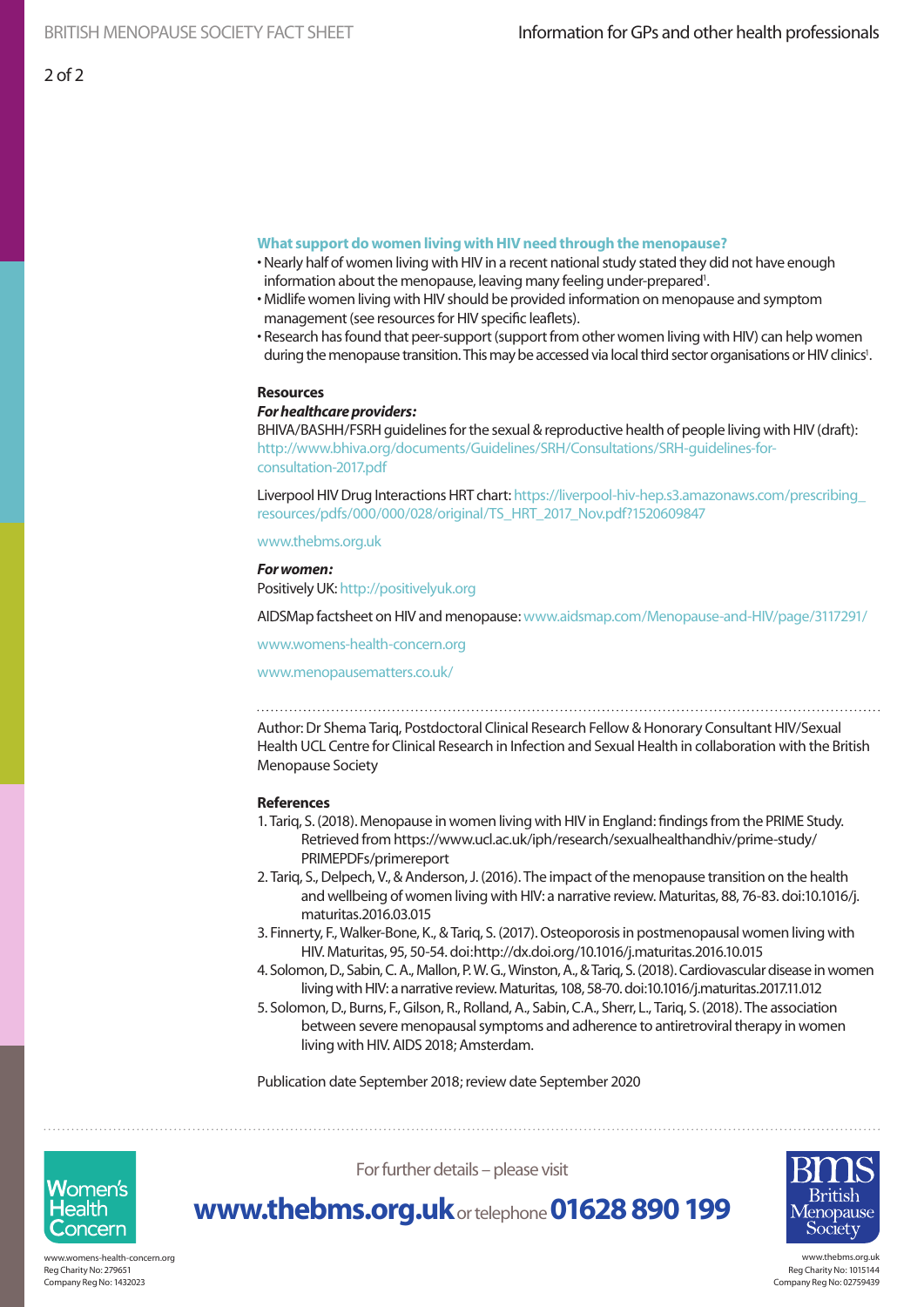### What support do women living with HIV need through the menopause?

- Nearly half of women living with HIV in a recent national study stated they did not have enough information about the menopause, leaving many feeling under-prepared[1].
- Midlife women living with HIV should be provided information on menopause and symptom management (see resources for HIV specific leaflets).
- Research has found that peer-support (support from other women living with HIV) can help women during the menopause transition. This may be accessed via local third sector organisations or HIV clinics[1].

### Resources

***For healthcare providers:***

BHIVA/BASHH/FSRH guidelines for the sexual & reproductive health of people living with HIV (draft): http://www.bhiva.org/documents/Guidelines/SRH/Consultations/SRH-guidelines-for-consultation-2017.pdf

Liverpool HIV Drug Interactions HRT chart: https://liverpool-hiv-hep.s3.amazonaws.com/prescribing_resources/pdfs/000/000/028/original/TS_HRT_2017_Nov.pdf?1520609847

www.thebms.org.uk

***For women:***

Positively UK: http://positivelyuk.org

AIDSMap factsheet on HIV and menopause: www.aidsmap.com/Menopause-and-HIV/page/3117291/

www.womens-health-concern.org

www.menopausematters.co.uk/

---

Author: Dr Shema Tariq, Postdoctoral Clinical Research Fellow & Honorary Consultant HIV/Sexual Health UCL Centre for Clinical Research in Infection and Sexual Health in collaboration with the British Menopause Society

### References

1. Tariq, S. (2018). Menopause in women living with HIV in England: findings from the PRIME Study. Retrieved from https://www.ucl.ac.uk/iph/research/sexualhealthandhiv/prime-study/PRIMEPDFs/primereport
2. Tariq, S., Delpech, V., & Anderson, J. (2016). The impact of the menopause transition on the health and wellbeing of women living with HIV: a narrative review. Maturitas, 88, 76-83. doi:10.1016/j.maturitas.2016.03.015
3. Finnerty, F., Walker-Bone, K., & Tariq, S. (2017). Osteoporosis in postmenopausal women living with HIV. Maturitas, 95, 50-54. doi:http://dx.doi.org/10.1016/j.maturitas.2016.10.015
4. Solomon, D., Sabin, C. A., Mallon, P. W. G., Winston, A., & Tariq, S. (2018). Cardiovascular disease in women living with HIV: a narrative review. Maturitas, 108, 58-70. doi:10.1016/j.maturitas.2017.11.012
5. Solomon, D., Burns, F., Gilson, R., Rolland, A., Sabin, C.A., Sherr, L., Tariq, S. (2018). The association between severe menopausal symptoms and adherence to antiretroviral therapy in women living with HIV. AIDS 2018; Amsterdam.

Publication date September 2018; review date September 2020

---

For further details – please visit

**www.thebms.org.uk** or telephone **01628 890 199**

Women's Health Concern
www.womens-health-concern.org
Reg Charity No: 279651
Company Reg No: 1432023

BMS British Menopause Society
www.thebms.org.uk
Reg Charity No: 1015144
Company Reg No: 02759439